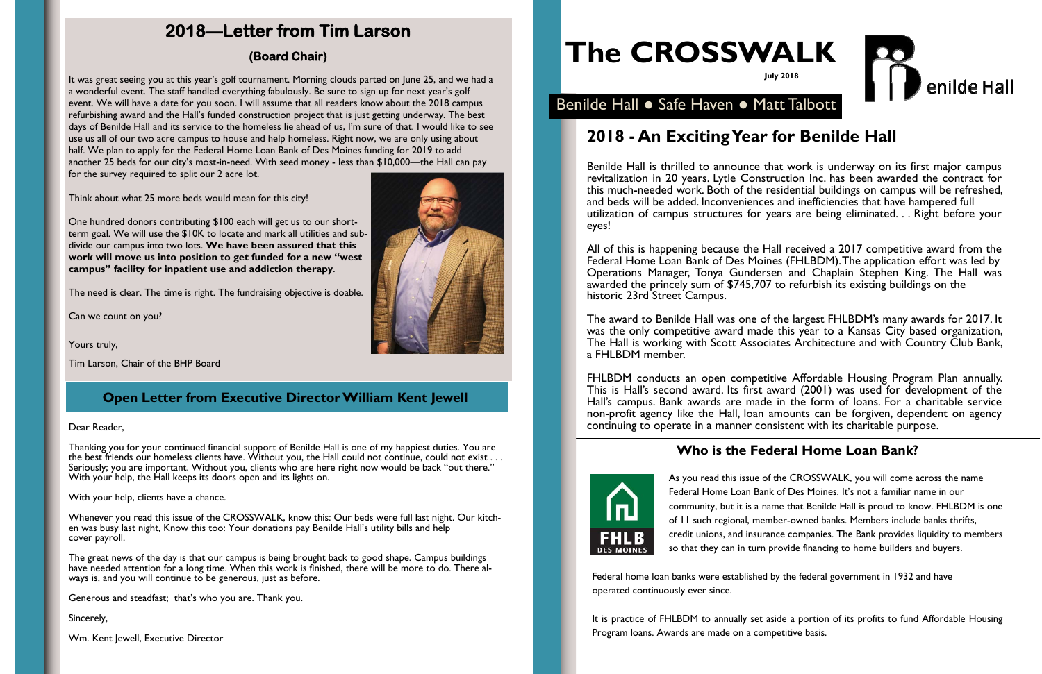## 2018—Letter from Tim Larson

### (Board Chair)

It was great seeing you at this year's golf tournament. Morning clouds parted on June 25, and we had a a wonderful event. The staff handled everything fabulously. Be sure to sign up for next year's golf event. We will have a date for you soon. I will assume that all readers know about the 2018 campus refurbishing award and the Hall's funded construction project that is just getting underway. The best days of Benilde Hall and its service to the homeless lie ahead of us, I'm sure of that. I would like to see use us all of our two acre campus to house and help homeless. Right now, we are only using about half. We plan to apply for the Federal Home Loan Bank of Des Moines funding for 2019 to add another 25 beds for our city's most-in-need. With seed money - less than $10,000—the Hall can pay for the survey required to split our 2 acre lot.

Think about what 25 more beds would mean for this city!

One hundred donors contributing $100 each will get us to our short-term goal. We will use the $10K to locate and mark all utilities and sub-divide our campus into two lots. **We have been assured that this work will move us into position to get funded for a new "west campus" facility for inpatient use and addiction therapy**.

The need is clear. The time is right. The fundraising objective is doable.

Can we count on you?

Yours truly,

Tim Larson, Chair of the BHP Board

## Open Letter from Executive Director William Kent Jewell

Dear Reader,

Thanking you for your continued financial support of Benilde Hall is one of my happiest duties. You are the best friends our homeless clients have. Without you, the Hall could not continue, could not exist . . . Seriously; you are important. Without you, clients who are here right now would be back "out there." With your help, the Hall keeps its doors open and its lights on.

With your help, clients have a chance.

Whenever you read this issue of the CROSSWALK, know this: Our beds were full last night. Our kitchen was busy last night, Know this too: Your donations pay Benilde Hall's utility bills and help cover payroll.

The great news of the day is that our campus is being brought back to good shape. Campus buildings have needed attention for a long time. When this work is finished, there will be more to do. There always is, and you will continue to be generous, just as before.

Generous and steadfast; that's who you are. Thank you.

Sincerely,

Wm. Kent Jewell, Executive Director

# The CROSSWALK

July 2018

Benilde Hall

Benilde Hall ● Safe Haven ● Matt Talbott

## 2018 - An Exciting Year for Benilde Hall

Benilde Hall is thrilled to announce that work is underway on its first major campus revitalization in 20 years. Lytle Construction Inc. has been awarded the contract for this much-needed work. Both of the residential buildings on campus will be refreshed, and beds will be added. Inconveniences and inefficiencies that have hampered full utilization of campus structures for years are being eliminated. . . Right before your eyes!

All of this is happening because the Hall received a 2017 competitive award from the Federal Home Loan Bank of Des Moines (FHLBDM). The application effort was led by Operations Manager, Tonya Gundersen and Chaplain Stephen King. The Hall was awarded the princely sum of $745,707 to refurbish its existing buildings on the historic 23rd Street Campus.

The award to Benilde Hall was one of the largest FHLBDM's many awards for 2017. It was the only competitive award made this year to a Kansas City based organization. The Hall is working with Scott Associates Architecture and with Country Club Bank, a FHLBDM member.

FHLBDM conducts an open competitive Affordable Housing Program Plan annually. This is Hall's second award. Its first award (2001) was used for development of the Hall's campus. Bank awards are made in the form of loans. For a charitable service non-profit agency like the Hall, loan amounts can be forgiven, dependent on agency continuing to operate in a manner consistent with its charitable purpose.

### Who is the Federal Home Loan Bank?

FHLB DES MOINES

As you read this issue of the CROSSWALK, you will come across the name Federal Home Loan Bank of Des Moines. It's not a familiar name in our community, but it is a name that Benilde Hall is proud to know. FHLBDM is one of 11 such regional, member-owned banks. Members include banks thrifts, credit unions, and insurance companies. The Bank provides liquidity to members so that they can in turn provide financing to home builders and buyers.

Federal home loan banks were established by the federal government in 1932 and have operated continuously ever since.

It is practice of FHLBDM to annually set aside a portion of its profits to fund Affordable Housing Program loans. Awards are made on a competitive basis.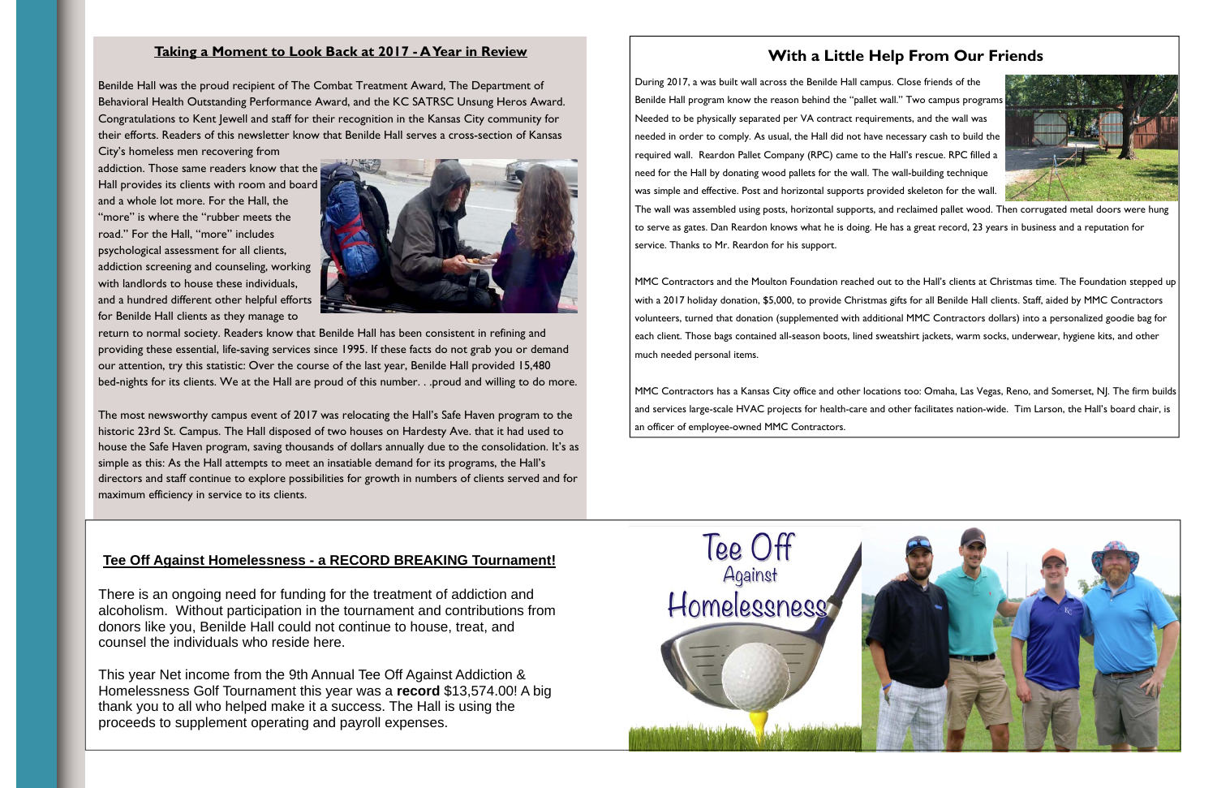## Taking a Moment to Look Back at 2017 - A Year in Review

Benilde Hall was the proud recipient of The Combat Treatment Award, The Department of Behavioral Health Outstanding Performance Award, and the KC SATRSC Unsung Heros Award. Congratulations to Kent Jewell and staff for their recognition in the Kansas City community for their efforts. Readers of this newsletter know that Benilde Hall serves a cross-section of Kansas City's homeless men recovering from addiction. Those same readers know that the Hall provides its clients with room and board and a whole lot more. For the Hall, the "more" is where the "rubber meets the road." For the Hall, "more" includes psychological assessment for all clients, addiction screening and counseling, working with landlords to house these individuals, and a hundred different other helpful efforts for Benilde Hall clients as they manage to return to normal society. Readers know that Benilde Hall has been consistent in refining and providing these essential, life-saving services since 1995. If these facts do not grab you or demand our attention, try this statistic: Over the course of the last year, Benilde Hall provided 15,480 bed-nights for its clients. We at the Hall are proud of this number. . .proud and willing to do more.

The most newsworthy campus event of 2017 was relocating the Hall's Safe Haven program to the historic 23rd St. Campus. The Hall disposed of two houses on Hardesty Ave. that it had used to house the Safe Haven program, saving thousands of dollars annually due to the consolidation. It's as simple as this: As the Hall attempts to meet an insatiable demand for its programs, the Hall's directors and staff continue to explore possibilities for growth in numbers of clients served and for maximum efficiency in service to its clients.

## With a Little Help From Our Friends

During 2017, a was built wall across the Benilde Hall campus. Close friends of the Benilde Hall program know the reason behind the "pallet wall." Two campus programs Needed to be physically separated per VA contract requirements, and the wall was needed in order to comply. As usual, the Hall did not have necessary cash to build the required wall. Reardon Pallet Company (RPC) came to the Hall's rescue. RPC filled a need for the Hall by donating wood pallets for the wall. The wall-building technique was simple and effective. Post and horizontal supports provided skeleton for the wall. The wall was assembled using posts, horizontal supports, and reclaimed pallet wood. Then corrugated metal doors were hung to serve as gates. Dan Reardon knows what he is doing. He has a great record, 23 years in business and a reputation for service. Thanks to Mr. Reardon for his support.

MMC Contractors and the Moulton Foundation reached out to the Hall's clients at Christmas time. The Foundation stepped up with a 2017 holiday donation, $5,000, to provide Christmas gifts for all Benilde Hall clients. Staff, aided by MMC Contractors volunteers, turned that donation (supplemented with additional MMC Contractors dollars) into a personalized goodie bag for each client. Those bags contained all-season boots, lined sweatshirt jackets, warm socks, underwear, hygiene kits, and other much needed personal items.

MMC Contractors has a Kansas City office and other locations too: Omaha, Las Vegas, Reno, and Somerset, NJ. The firm builds and services large-scale HVAC projects for health-care and other facilitates nation-wide. Tim Larson, the Hall's board chair, is an officer of employee-owned MMC Contractors.

## Tee Off Against Homelessness - a RECORD BREAKING Tournament!

There is an ongoing need for funding for the treatment of addiction and alcoholism. Without participation in the tournament and contributions from donors like you, Benilde Hall could not continue to house, treat, and counsel the individuals who reside here.

This year Net income from the 9th Annual Tee Off Against Addiction & Homelessness Golf Tournament this year was a **record** $13,574.00! A big thank you to all who helped make it a success. The Hall is using the proceeds to supplement operating and payroll expenses.

Tee Off Against Homelessness